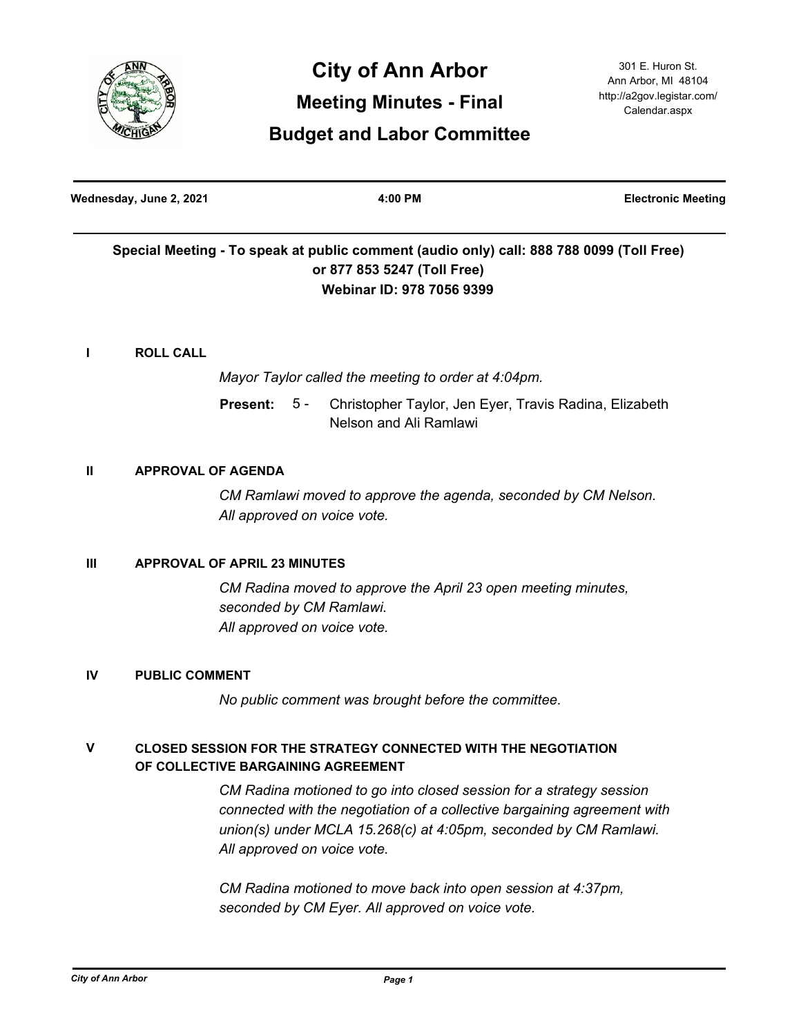# City of Ann Arbor

## Meeting Minutes - Final

## Budget and Labor Committee

301 E. Huron St.
Ann Arbor, MI 48104
http://a2gov.legistar.com/Calendar.aspx

**Wednesday, June 2, 2021** | **4:00 PM** | **Electronic Meeting**

**Special Meeting - To speak at public comment (audio only) call: 888 788 0099 (Toll Free) or 877 853 5247 (Toll Free)**
**Webinar ID: 978 7056 9399**

### I ROLL CALL

*Mayor Taylor called the meeting to order at 4:04pm.*

**Present:** 5 - Christopher Taylor, Jen Eyer, Travis Radina, Elizabeth Nelson and Ali Ramlawi

### II APPROVAL OF AGENDA

*CM Ramlawi moved to approve the agenda, seconded by CM Nelson. All approved on voice vote.*

### III APPROVAL OF APRIL 23 MINUTES

*CM Radina moved to approve the April 23 open meeting minutes, seconded by CM Ramlawi.*
*All approved on voice vote.*

### IV PUBLIC COMMENT

*No public comment was brought before the committee.*

### V CLOSED SESSION FOR THE STRATEGY CONNECTED WITH THE NEGOTIATION OF COLLECTIVE BARGAINING AGREEMENT

*CM Radina motioned to go into closed session for a strategy session connected with the negotiation of a collective bargaining agreement with union(s) under MCLA 15.268(c) at 4:05pm, seconded by CM Ramlawi. All approved on voice vote.*

*CM Radina motioned to move back into open session at 4:37pm, seconded by CM Eyer. All approved on voice vote.*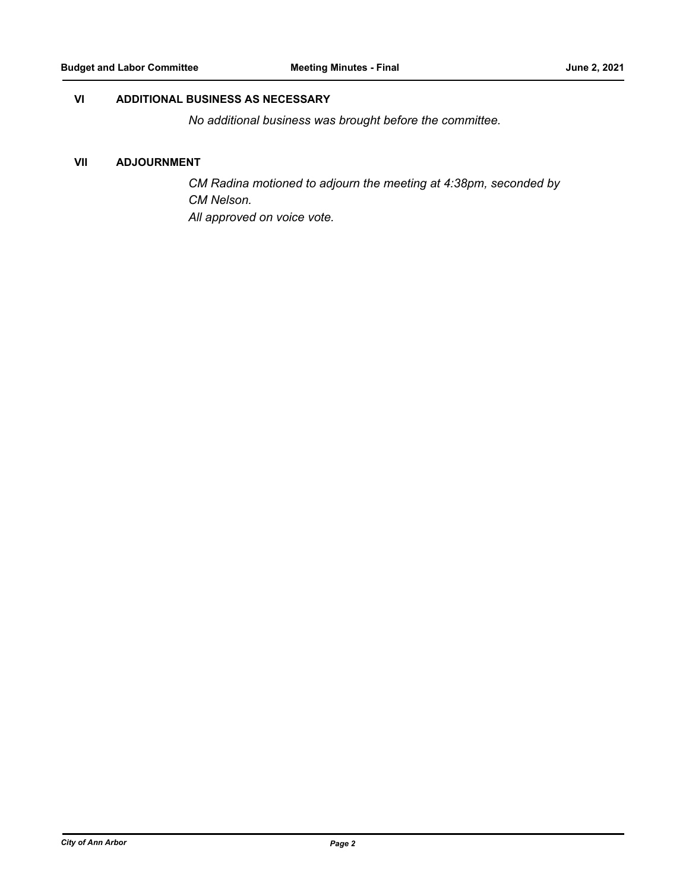## VI ADDITIONAL BUSINESS AS NECESSARY

*No additional business was brought before the committee.*

## VII ADJOURNMENT

*CM Radina motioned to adjourn the meeting at 4:38pm, seconded by CM Nelson.*
*All approved on voice vote.*